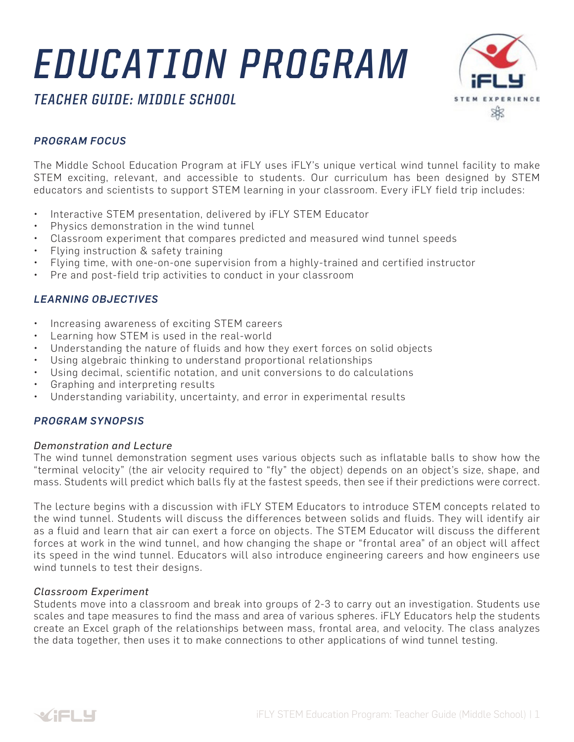# EDUCATION PROGRAM

## TEACHER GUIDE: MIDDLE SCHOOL

### PROGRAM FOCUS

The Middle School Education Program at iFLY uses iFLY's unique vertical wind tunnel facility to make STEM exciting, relevant, and accessible to students. Our curriculum has been designed by STEM educators and scientists to support STEM learning in your classroom. Every iFLY field trip includes:

- Interactive STEM presentation, delivered by iFLY STEM Educator
- Physics demonstration in the wind tunnel
- Classroom experiment that compares predicted and measured wind tunnel speeds
- Flying instruction & safety training
- Flying time, with one-on-one supervision from a highly-trained and certified instructor
- Pre and post-field trip activities to conduct in your classroom

### LEARNING OBJECTIVES

- Increasing awareness of exciting STEM careers
- Learning how STEM is used in the real-world
- Understanding the nature of fluids and how they exert forces on solid objects
- Using algebraic thinking to understand proportional relationships
- Using decimal, scientific notation, and unit conversions to do calculations
- Graphing and interpreting results
- Understanding variability, uncertainty, and error in experimental results

### PROGRAM SYNOPSIS

*Demonstration and Lecture*

The wind tunnel demonstration segment uses various objects such as inflatable balls to show how the "terminal velocity" (the air velocity required to "fly" the object) depends on an object's size, shape, and mass. Students will predict which balls fly at the fastest speeds, then see if their predictions were correct.

The lecture begins with a discussion with iFLY STEM Educators to introduce STEM concepts related to the wind tunnel. Students will discuss the differences between solids and fluids. They will identify air as a fluid and learn that air can exert a force on objects. The STEM Educator will discuss the different forces at work in the wind tunnel, and how changing the shape or "frontal area" of an object will affect its speed in the wind tunnel. Educators will also introduce engineering careers and how engineers use wind tunnels to test their designs.

*Classroom Experiment*

Students move into a classroom and break into groups of 2-3 to carry out an investigation. Students use scales and tape measures to find the mass and area of various spheres. iFLY Educators help the students create an Excel graph of the relationships between mass, frontal area, and velocity. The class analyzes the data together, then uses it to make connections to other applications of wind tunnel testing.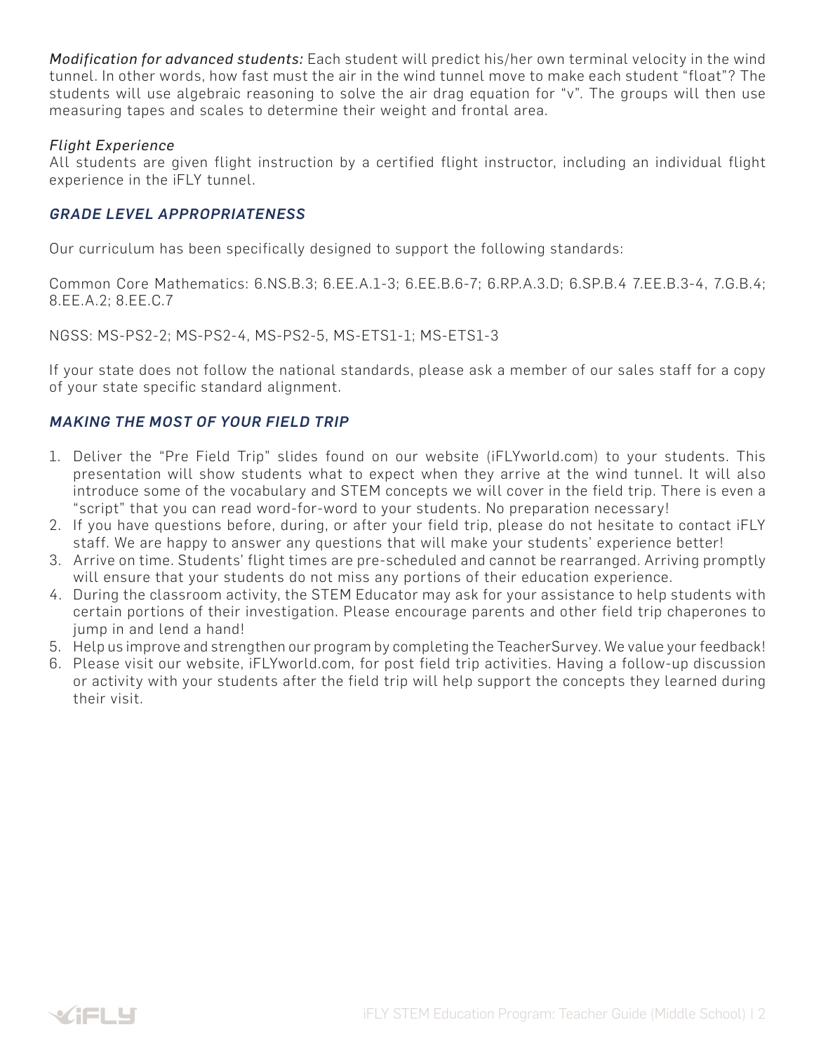*Modification for advanced students:* Each student will predict his/her own terminal velocity in the wind tunnel. In other words, how fast must the air in the wind tunnel move to make each student "float"? The students will use algebraic reasoning to solve the air drag equation for "v". The groups will then use measuring tapes and scales to determine their weight and frontal area.

*Flight Experience*

All students are given flight instruction by a certified flight instructor, including an individual flight experience in the iFLY tunnel.

## *GRADE LEVEL APPROPRIATENESS*

Our curriculum has been specifically designed to support the following standards:

Common Core Mathematics: 6.NS.B.3; 6.EE.A.1-3; 6.EE.B.6-7; 6.RP.A.3.D; 6.SP.B.4 7.EE.B.3-4, 7.G.B.4; 8.EE.A.2; 8.EE.C.7

NGSS: MS-PS2-2; MS-PS2-4, MS-PS2-5, MS-ETS1-1; MS-ETS1-3

If your state does not follow the national standards, please ask a member of our sales staff for a copy of your state specific standard alignment.

## *MAKING THE MOST OF YOUR FIELD TRIP*

1. Deliver the "Pre Field Trip" slides found on our website (iFLYworld.com) to your students. This presentation will show students what to expect when they arrive at the wind tunnel. It will also introduce some of the vocabulary and STEM concepts we will cover in the field trip. There is even a "script" that you can read word-for-word to your students. No preparation necessary!
2. If you have questions before, during, or after your field trip, please do not hesitate to contact iFLY staff. We are happy to answer any questions that will make your students' experience better!
3. Arrive on time. Students' flight times are pre-scheduled and cannot be rearranged. Arriving promptly will ensure that your students do not miss any portions of their education experience.
4. During the classroom activity, the STEM Educator may ask for your assistance to help students with certain portions of their investigation. Please encourage parents and other field trip chaperones to jump in and lend a hand!
5. Help us improve and strengthen our program by completing the TeacherSurvey. We value your feedback!
6. Please visit our website, iFLYworld.com, for post field trip activities. Having a follow-up discussion or activity with your students after the field trip will help support the concepts they learned during their visit.